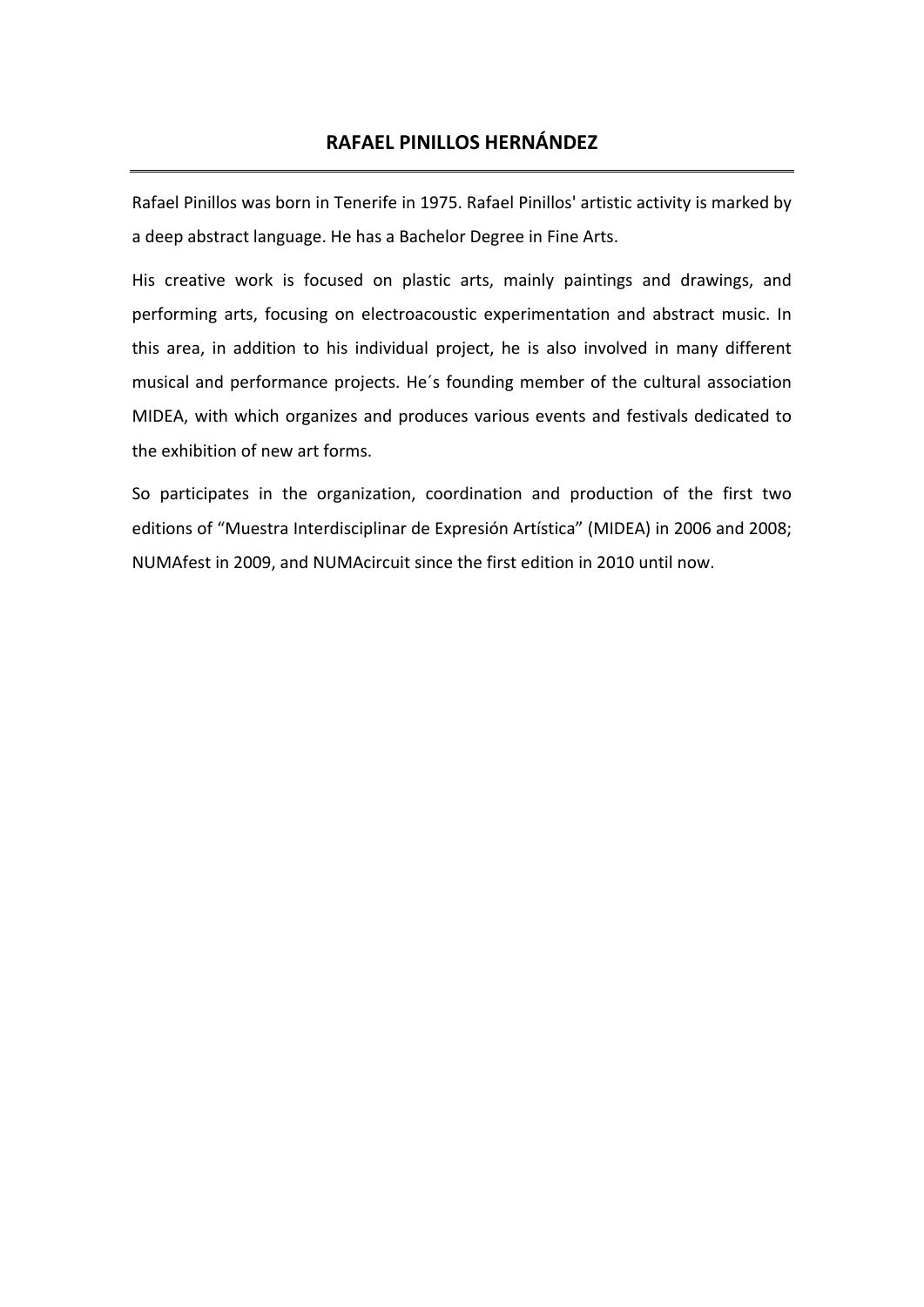# RAFAEL PINILLOS HERNÁNDEZ

Rafael Pinillos was born in Tenerife in 1975. Rafael Pinillos' artistic activity is marked by a deep abstract language. He has a Bachelor Degree in Fine Arts.

His creative work is focused on plastic arts, mainly paintings and drawings, and performing arts, focusing on electroacoustic experimentation and abstract music. In this area, in addition to his individual project, he is also involved in many different musical and performance projects. He´s founding member of the cultural association MIDEA, with which organizes and produces various events and festivals dedicated to the exhibition of new art forms.

So participates in the organization, coordination and production of the first two editions of "Muestra Interdisciplinar de Expresión Artística" (MIDEA) in 2006 and 2008; NUMAfest in 2009, and NUMAcircuit since the first edition in 2010 until now.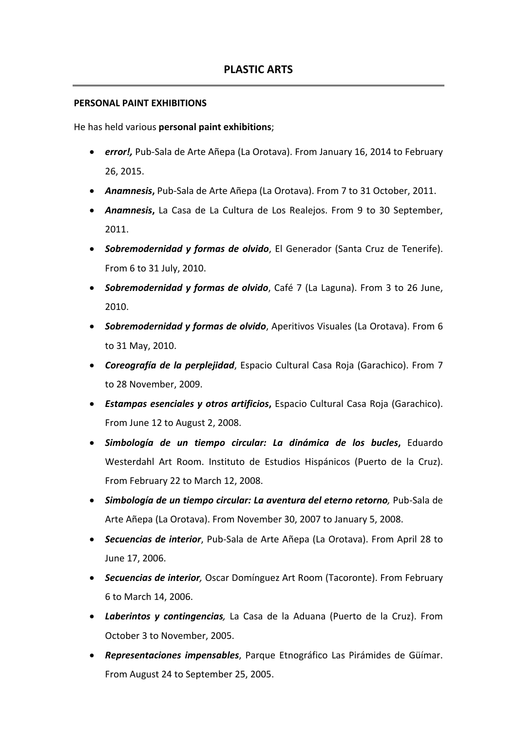# PLASTIC ARTS

## PERSONAL PAINT EXHIBITIONS

He has held various **personal paint exhibitions**;

- ***error!,*** Pub-Sala de Arte Añepa (La Orotava). From January 16, 2014 to February 26, 2015.
- ***Anamnesis*****,** Pub-Sala de Arte Añepa (La Orotava). From 7 to 31 October, 2011.
- ***Anamnesis*****,** La Casa de La Cultura de Los Realejos. From 9 to 30 September, 2011.
- ***Sobremodernidad y formas de olvido***, El Generador (Santa Cruz de Tenerife). From 6 to 31 July, 2010.
- ***Sobremodernidad y formas de olvido***, Café 7 (La Laguna). From 3 to 26 June, 2010.
- ***Sobremodernidad y formas de olvido***, Aperitivos Visuales (La Orotava). From 6 to 31 May, 2010.
- ***Coreografía de la perplejidad***, Espacio Cultural Casa Roja (Garachico). From 7 to 28 November, 2009.
- ***Estampas esenciales y otros artificios*****,** Espacio Cultural Casa Roja (Garachico). From June 12 to August 2, 2008.
- ***Simbología de un tiempo circular: La dinámica de los bucles*****,** Eduardo Westerdahl Art Room. Instituto de Estudios Hispánicos (Puerto de la Cruz). From February 22 to March 12, 2008.
- ***Simbología de un tiempo circular: La aventura del eterno retorno,*** Pub-Sala de Arte Añepa (La Orotava). From November 30, 2007 to January 5, 2008.
- ***Secuencias de interior***, Pub-Sala de Arte Añepa (La Orotava). From April 28 to June 17, 2006.
- ***Secuencias de interior,*** Oscar Domínguez Art Room (Tacoronte). From February 6 to March 14, 2006.
- ***Laberintos y contingencias,*** La Casa de la Aduana (Puerto de la Cruz). From October 3 to November, 2005.
- ***Representaciones impensables***, Parque Etnográfico Las Pirámides de Güímar. From August 24 to September 25, 2005.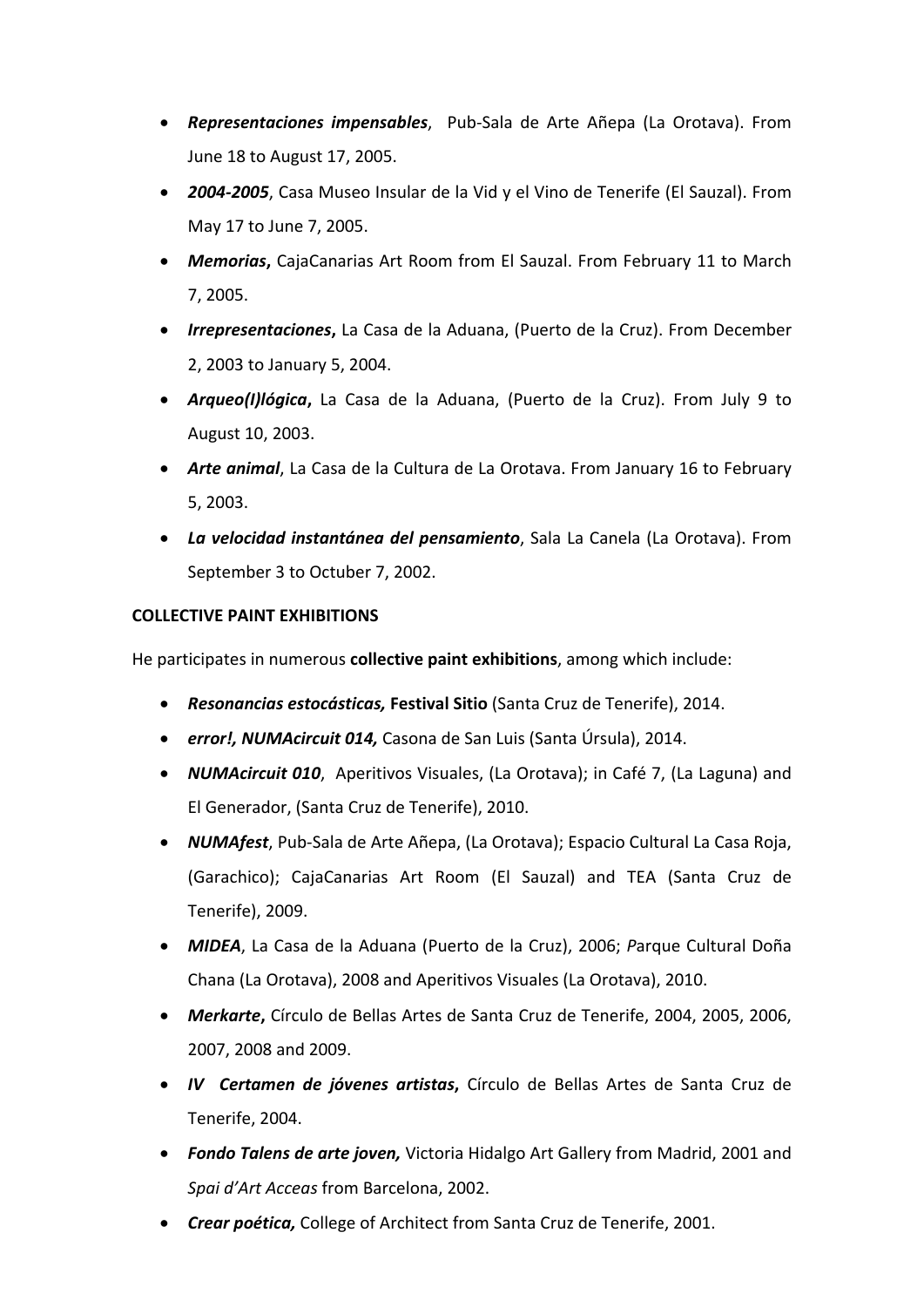- ***Representaciones impensables***, Pub-Sala de Arte Añepa (La Orotava). From June 18 to August 17, 2005.
- ***2004-2005***, Casa Museo Insular de la Vid y el Vino de Tenerife (El Sauzal). From May 17 to June 7, 2005.
- ***Memorias*,** CajaCanarias Art Room from El Sauzal. From February 11 to March 7, 2005.
- ***Irrepresentaciones*,** La Casa de la Aduana, (Puerto de la Cruz). From December 2, 2003 to January 5, 2004.
- ***Arqueo(I)lógica***, La Casa de la Aduana, (Puerto de la Cruz). From July 9 to August 10, 2003.
- ***Arte animal***, La Casa de la Cultura de La Orotava. From January 16 to February 5, 2003.
- ***La velocidad instantánea del pensamiento***, Sala La Canela (La Orotava). From September 3 to Octuber 7, 2002.

**COLLECTIVE PAINT EXHIBITIONS**

He participates in numerous **collective paint exhibitions**, among which include:

- ***Resonancias estocásticas,*** **Festival Sitio** (Santa Cruz de Tenerife), 2014.
- ***error!, NUMAcircuit 014,*** Casona de San Luis (Santa Úrsula), 2014.
- ***NUMAcircuit 010***, Aperitivos Visuales, (La Orotava); in Café 7, (La Laguna) and El Generador, (Santa Cruz de Tenerife), 2010.
- ***NUMAfest***, Pub-Sala de Arte Añepa, (La Orotava); Espacio Cultural La Casa Roja, (Garachico); CajaCanarias Art Room (El Sauzal) and TEA (Santa Cruz de Tenerife), 2009.
- ***MIDEA***, La Casa de la Aduana (Puerto de la Cruz), 2006; *P*arque Cultural Doña Chana (La Orotava), 2008 and Aperitivos Visuales (La Orotava), 2010.
- ***Merkarte*,** Círculo de Bellas Artes de Santa Cruz de Tenerife, 2004, 2005, 2006, 2007, 2008 and 2009.
- ***IV Certamen de jóvenes artistas*,** Círculo de Bellas Artes de Santa Cruz de Tenerife, 2004.
- ***Fondo Talens de arte joven,*** Victoria Hidalgo Art Gallery from Madrid, 2001 and *Spai d'Art Acceas* from Barcelona, 2002.
- ***Crear poética,*** College of Architect from Santa Cruz de Tenerife, 2001.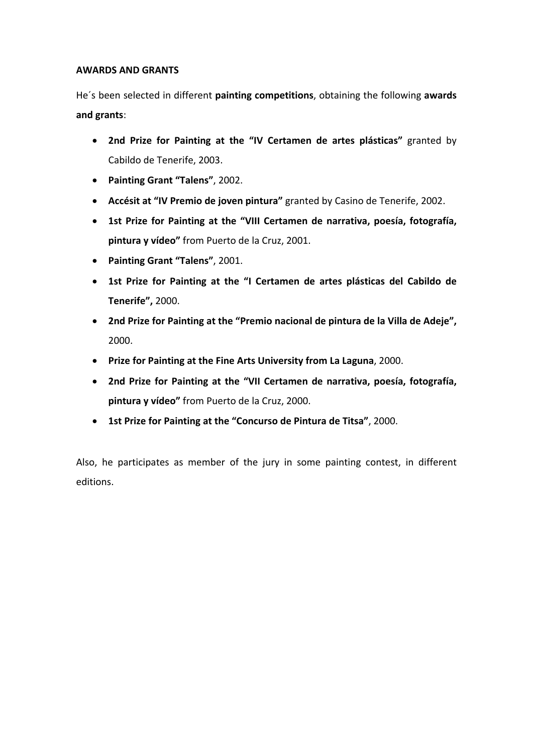**AWARDS AND GRANTS**

He´s been selected in different **painting competitions**, obtaining the following **awards and grants**:

- **2nd Prize for Painting at the "IV Certamen de artes plásticas"** granted by Cabildo de Tenerife, 2003.
- **Painting Grant "Talens"**, 2002.
- **Accésit at "IV Premio de joven pintura"** granted by Casino de Tenerife, 2002.
- **1st Prize for Painting at the "VIII Certamen de narrativa, poesía, fotografía, pintura y vídeo"** from Puerto de la Cruz, 2001.
- **Painting Grant "Talens"**, 2001.
- **1st Prize for Painting at the "I Certamen de artes plásticas del Cabildo de Tenerife",** 2000.
- **2nd Prize for Painting at the "Premio nacional de pintura de la Villa de Adeje",** 2000.
- **Prize for Painting at the Fine Arts University from La Laguna**, 2000.
- **2nd Prize for Painting at the "VII Certamen de narrativa, poesía, fotografía, pintura y vídeo"** from Puerto de la Cruz, 2000.
- **1st Prize for Painting at the "Concurso de Pintura de Titsa"**, 2000.

Also, he participates as member of the jury in some painting contest, in different editions.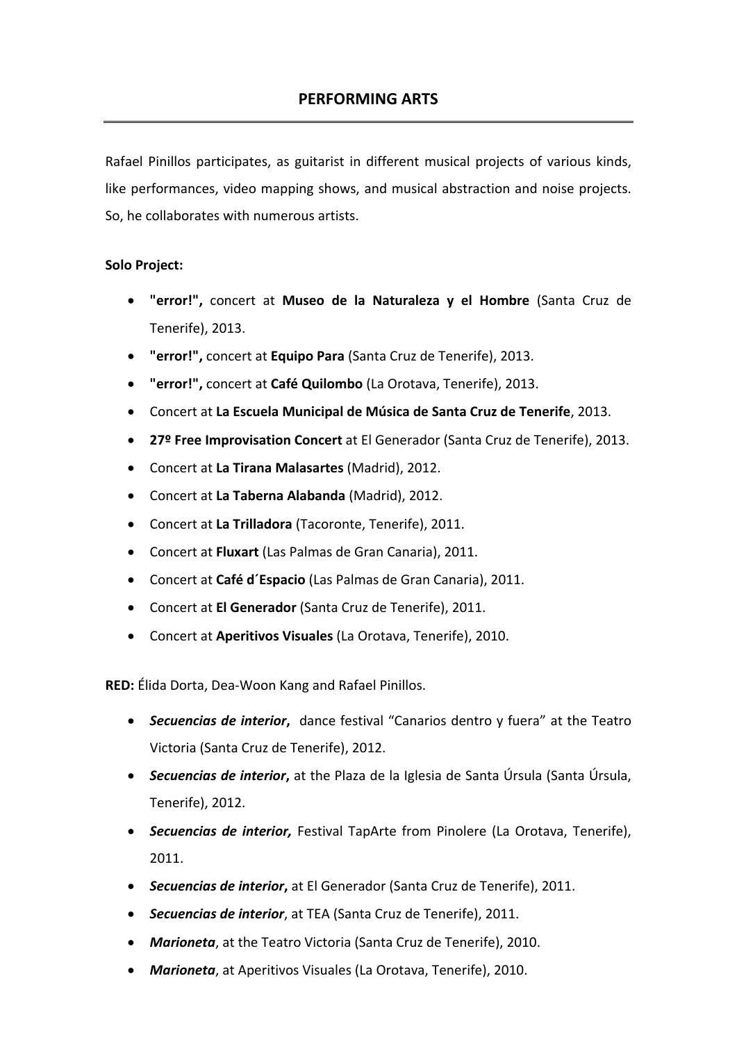## PERFORMING ARTS

Rafael Pinillos participates, as guitarist in different musical projects of various kinds, like performances, video mapping shows, and musical abstraction and noise projects. So, he collaborates with numerous artists.

**Solo Project:**

- **"error!",** concert at **Museo de la Naturaleza y el Hombre** (Santa Cruz de Tenerife), 2013.
- **"error!",** concert at **Equipo Para** (Santa Cruz de Tenerife), 2013.
- **"error!",** concert at **Café Quilombo** (La Orotava, Tenerife), 2013.
- Concert at **La Escuela Municipal de Música de Santa Cruz de Tenerife**, 2013.
- **27º Free Improvisation Concert** at El Generador (Santa Cruz de Tenerife), 2013.
- Concert at **La Tirana Malasartes** (Madrid), 2012.
- Concert at **La Taberna Alabanda** (Madrid), 2012.
- Concert at **La Trilladora** (Tacoronte, Tenerife), 2011.
- Concert at **Fluxart** (Las Palmas de Gran Canaria), 2011.
- Concert at **Café d´Espacio** (Las Palmas de Gran Canaria), 2011.
- Concert at **El Generador** (Santa Cruz de Tenerife), 2011.
- Concert at **Aperitivos Visuales** (La Orotava, Tenerife), 2010.

**RED:** Élida Dorta, Dea-Woon Kang and Rafael Pinillos.

- ***Secuencias de interior***, dance festival "Canarios dentro y fuera" at the Teatro Victoria (Santa Cruz de Tenerife), 2012.
- ***Secuencias de interior***, at the Plaza de la Iglesia de Santa Úrsula (Santa Úrsula, Tenerife), 2012.
- ***Secuencias de interior,*** Festival TapArte from Pinolere (La Orotava, Tenerife), 2011.
- ***Secuencias de interior***, at El Generador (Santa Cruz de Tenerife), 2011.
- ***Secuencias de interior***, at TEA (Santa Cruz de Tenerife), 2011.
- ***Marioneta***, at the Teatro Victoria (Santa Cruz de Tenerife), 2010.
- ***Marioneta***, at Aperitivos Visuales (La Orotava, Tenerife), 2010.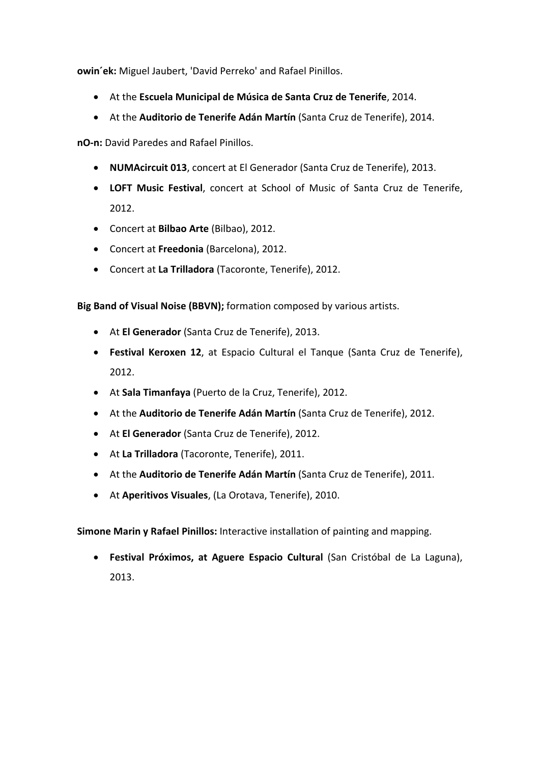**owin´ek:** Miguel Jaubert, 'David Perreko' and Rafael Pinillos.

- At the **Escuela Municipal de Música de Santa Cruz de Tenerife**, 2014.
- At the **Auditorio de Tenerife Adán Martín** (Santa Cruz de Tenerife), 2014.

**nO-n:** David Paredes and Rafael Pinillos.

- **NUMAcircuit 013**, concert at El Generador (Santa Cruz de Tenerife), 2013.
- **LOFT Music Festival**, concert at School of Music of Santa Cruz de Tenerife, 2012.
- Concert at **Bilbao Arte** (Bilbao), 2012.
- Concert at **Freedonia** (Barcelona), 2012.
- Concert at **La Trilladora** (Tacoronte, Tenerife), 2012.

**Big Band of Visual Noise (BBVN);** formation composed by various artists.

- At **El Generador** (Santa Cruz de Tenerife), 2013.
- **Festival Keroxen 12**, at Espacio Cultural el Tanque (Santa Cruz de Tenerife), 2012.
- At **Sala Timanfaya** (Puerto de la Cruz, Tenerife), 2012.
- At the **Auditorio de Tenerife Adán Martín** (Santa Cruz de Tenerife), 2012.
- At **El Generador** (Santa Cruz de Tenerife), 2012.
- At **La Trilladora** (Tacoronte, Tenerife), 2011.
- At the **Auditorio de Tenerife Adán Martín** (Santa Cruz de Tenerife), 2011.
- At **Aperitivos Visuales**, (La Orotava, Tenerife), 2010.

**Simone Marin y Rafael Pinillos:** Interactive installation of painting and mapping.

- **Festival Próximos, at Aguere Espacio Cultural** (San Cristóbal de La Laguna), 2013.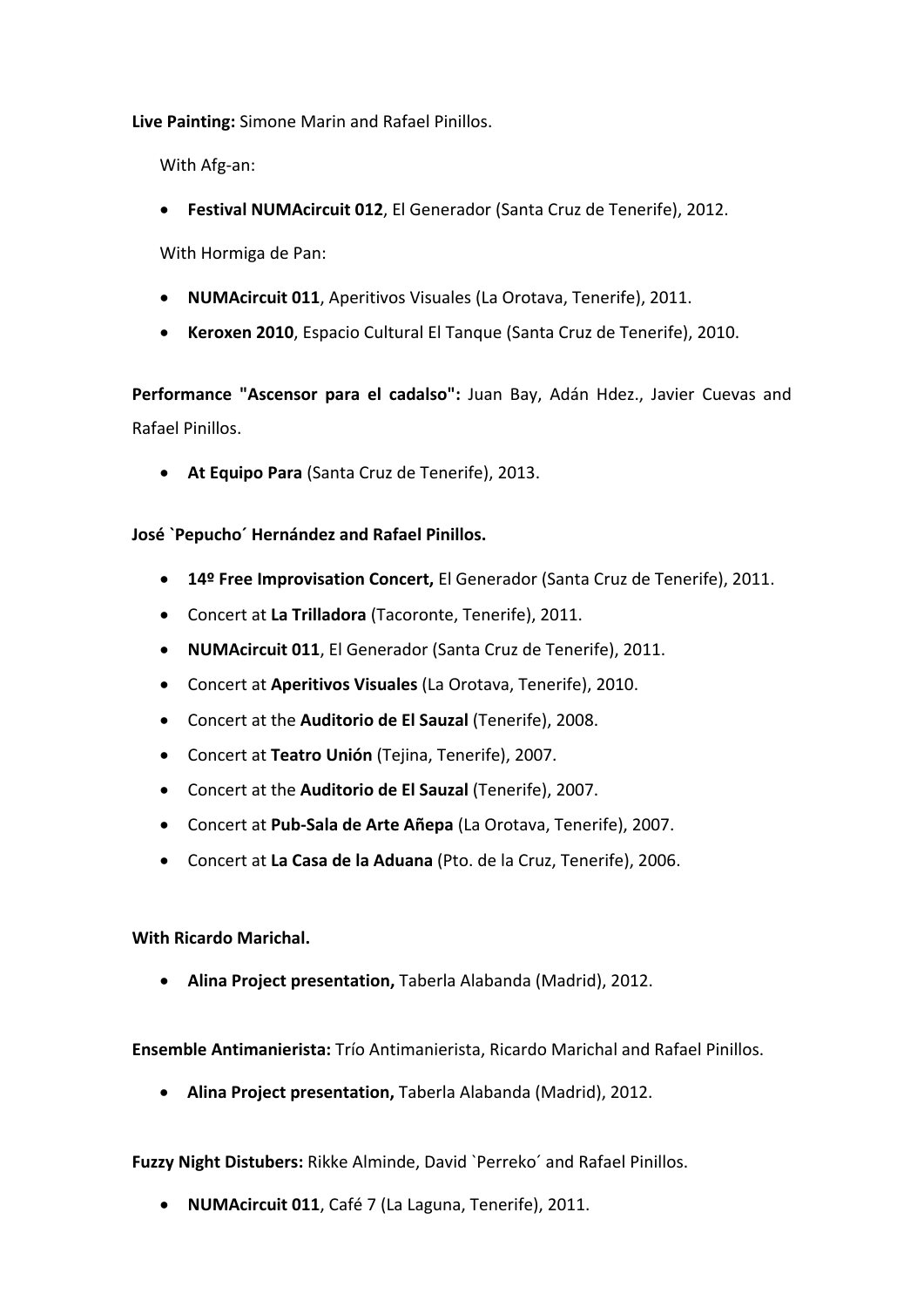**Live Painting:** Simone Marin and Rafael Pinillos.

With Afg-an:

- **Festival NUMAcircuit 012**, El Generador (Santa Cruz de Tenerife), 2012.

With Hormiga de Pan:

- **NUMAcircuit 011**, Aperitivos Visuales (La Orotava, Tenerife), 2011.
- **Keroxen 2010**, Espacio Cultural El Tanque (Santa Cruz de Tenerife), 2010.

**Performance "Ascensor para el cadalso":** Juan Bay, Adán Hdez., Javier Cuevas and Rafael Pinillos.

- **At Equipo Para** (Santa Cruz de Tenerife), 2013.

**José `Pepucho´ Hernández and Rafael Pinillos.**

- **14º Free Improvisation Concert,** El Generador (Santa Cruz de Tenerife), 2011.
- Concert at **La Trilladora** (Tacoronte, Tenerife), 2011.
- **NUMAcircuit 011**, El Generador (Santa Cruz de Tenerife), 2011.
- Concert at **Aperitivos Visuales** (La Orotava, Tenerife), 2010.
- Concert at the **Auditorio de El Sauzal** (Tenerife), 2008.
- Concert at **Teatro Unión** (Tejina, Tenerife), 2007.
- Concert at the **Auditorio de El Sauzal** (Tenerife), 2007.
- Concert at **Pub-Sala de Arte Añepa** (La Orotava, Tenerife), 2007.
- Concert at **La Casa de la Aduana** (Pto. de la Cruz, Tenerife), 2006.

**With Ricardo Marichal.**

- **Alina Project presentation,** Taberla Alabanda (Madrid), 2012.

**Ensemble Antimanierista:** Trío Antimanierista, Ricardo Marichal and Rafael Pinillos.

- **Alina Project presentation,** Taberla Alabanda (Madrid), 2012.

**Fuzzy Night Distubers:** Rikke Alminde, David `Perreko´ and Rafael Pinillos.

- **NUMAcircuit 011**, Café 7 (La Laguna, Tenerife), 2011.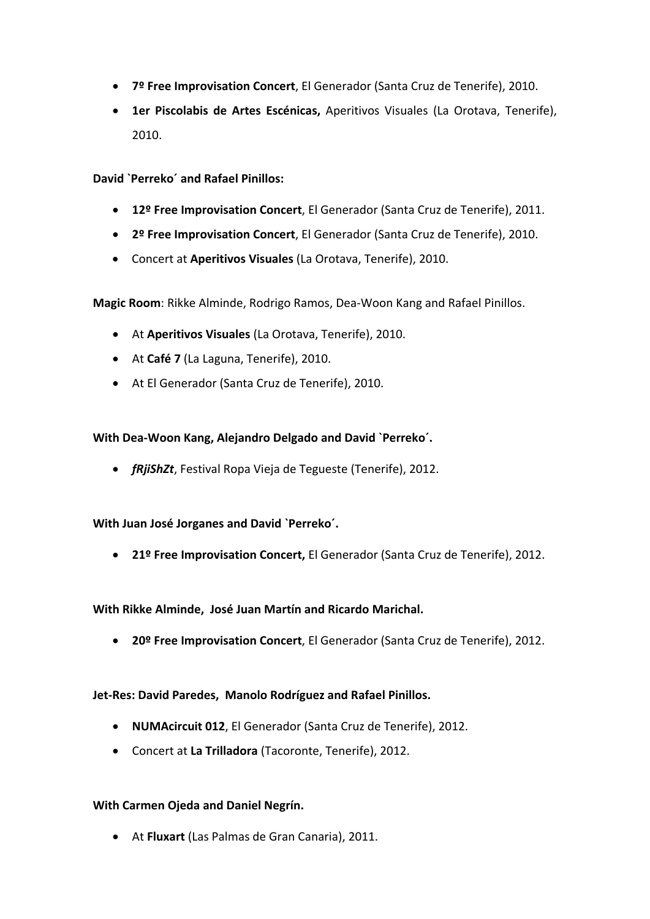- **7º Free Improvisation Concert**, El Generador (Santa Cruz de Tenerife), 2010.
- **1er Piscolabis de Artes Escénicas,** Aperitivos Visuales (La Orotava, Tenerife), 2010.

**David `Perreko´ and Rafael Pinillos:**

- **12º Free Improvisation Concert**, El Generador (Santa Cruz de Tenerife), 2011.
- **2º Free Improvisation Concert**, El Generador (Santa Cruz de Tenerife), 2010.
- Concert at **Aperitivos Visuales** (La Orotava, Tenerife), 2010.

**Magic Room**: Rikke Alminde, Rodrigo Ramos, Dea-Woon Kang and Rafael Pinillos.

- At **Aperitivos Visuales** (La Orotava, Tenerife), 2010.
- At **Café 7** (La Laguna, Tenerife), 2010.
- At El Generador (Santa Cruz de Tenerife), 2010.

**With Dea-Woon Kang, Alejandro Delgado and David `Perreko´.**

- ***fRjiShZt***, Festival Ropa Vieja de Tegueste (Tenerife), 2012.

**With Juan José Jorganes and David `Perreko´.**

- **21º Free Improvisation Concert,** El Generador (Santa Cruz de Tenerife), 2012.

**With Rikke Alminde, José Juan Martín and Ricardo Marichal.**

- **20º Free Improvisation Concert**, El Generador (Santa Cruz de Tenerife), 2012.

**Jet-Res: David Paredes, Manolo Rodríguez and Rafael Pinillos.**

- **NUMAcircuit 012**, El Generador (Santa Cruz de Tenerife), 2012.
- Concert at **La Trilladora** (Tacoronte, Tenerife), 2012.

**With Carmen Ojeda and Daniel Negrín.**

- At **Fluxart** (Las Palmas de Gran Canaria), 2011.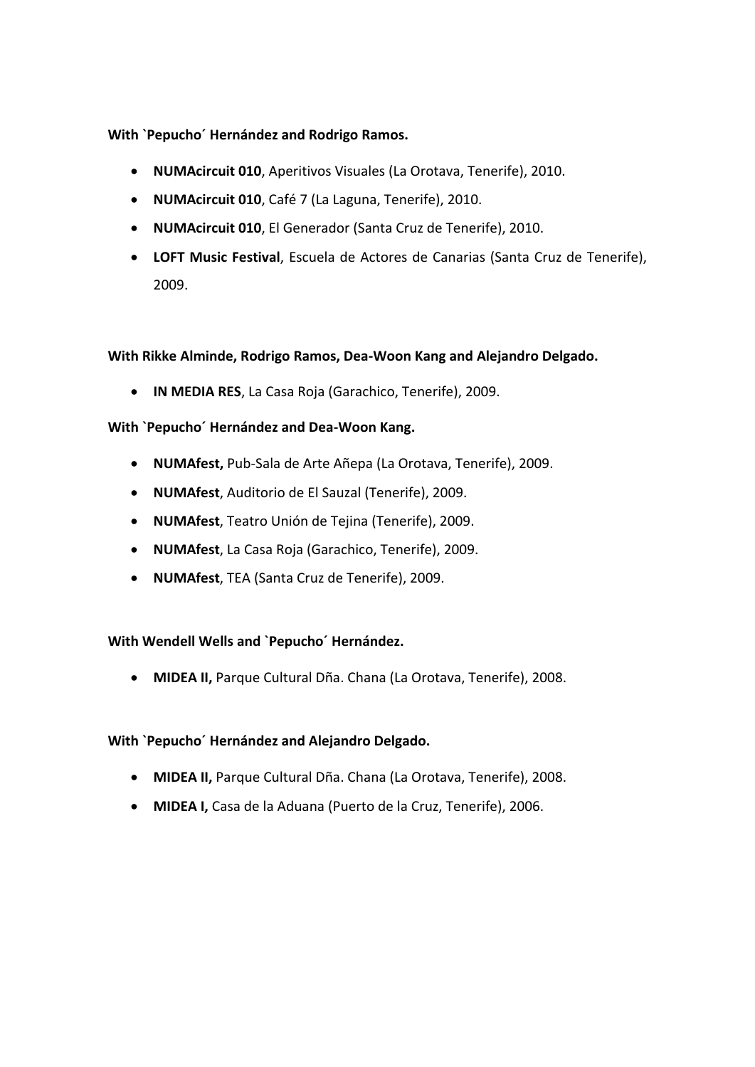**With `Pepucho´ Hernández and Rodrigo Ramos.**

- **NUMAcircuit 010**, Aperitivos Visuales (La Orotava, Tenerife), 2010.
- **NUMAcircuit 010**, Café 7 (La Laguna, Tenerife), 2010.
- **NUMAcircuit 010**, El Generador (Santa Cruz de Tenerife), 2010.
- **LOFT Music Festival**, Escuela de Actores de Canarias (Santa Cruz de Tenerife), 2009.

**With Rikke Alminde, Rodrigo Ramos, Dea-Woon Kang and Alejandro Delgado.**

- **IN MEDIA RES**, La Casa Roja (Garachico, Tenerife), 2009.

**With `Pepucho´ Hernández and Dea-Woon Kang.**

- **NUMAfest,** Pub-Sala de Arte Añepa (La Orotava, Tenerife), 2009.
- **NUMAfest**, Auditorio de El Sauzal (Tenerife), 2009.
- **NUMAfest**, Teatro Unión de Tejina (Tenerife), 2009.
- **NUMAfest**, La Casa Roja (Garachico, Tenerife), 2009.
- **NUMAfest**, TEA (Santa Cruz de Tenerife), 2009.

**With Wendell Wells and `Pepucho´ Hernández.**

- **MIDEA II,** Parque Cultural Dña. Chana (La Orotava, Tenerife), 2008.

**With `Pepucho´ Hernández and Alejandro Delgado.**

- **MIDEA II,** Parque Cultural Dña. Chana (La Orotava, Tenerife), 2008.
- **MIDEA I,** Casa de la Aduana (Puerto de la Cruz, Tenerife), 2006.